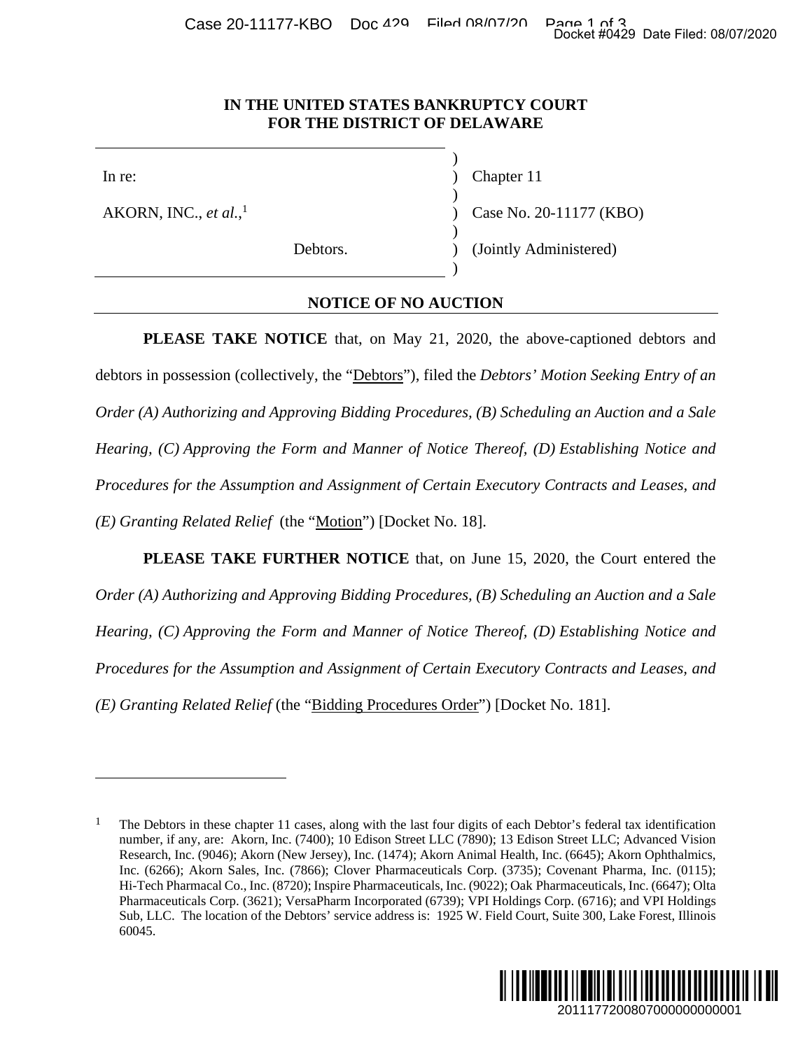# IN THE UNITED STATES BANKRUPTCY COURT FOR THE DISTRICT OF DELAWARE

| | | |
|---|---|---|
| In re: | ) | Chapter 11 |
| AKORN, INC., *et al.*,[1] | ) | Case No. 20-11177 (KBO) |
| Debtors. | ) | (Jointly Administered) |

## NOTICE OF NO AUCTION

**PLEASE TAKE NOTICE** that, on May 21, 2020, the above-captioned debtors and debtors in possession (collectively, the "Debtors"), filed the *Debtors' Motion Seeking Entry of an Order (A) Authorizing and Approving Bidding Procedures, (B) Scheduling an Auction and a Sale Hearing, (C) Approving the Form and Manner of Notice Thereof, (D) Establishing Notice and Procedures for the Assumption and Assignment of Certain Executory Contracts and Leases, and (E) Granting Related Relief* (the "Motion") [Docket No. 18].

**PLEASE TAKE FURTHER NOTICE** that, on June 15, 2020, the Court entered the *Order (A) Authorizing and Approving Bidding Procedures, (B) Scheduling an Auction and a Sale Hearing, (C) Approving the Form and Manner of Notice Thereof, (D) Establishing Notice and Procedures for the Assumption and Assignment of Certain Executory Contracts and Leases, and (E) Granting Related Relief* (the "Bidding Procedures Order") [Docket No. 181].

---

[1] The Debtors in these chapter 11 cases, along with the last four digits of each Debtor's federal tax identification number, if any, are: Akorn, Inc. (7400); 10 Edison Street LLC (7890); 13 Edison Street LLC; Advanced Vision Research, Inc. (9046); Akorn (New Jersey), Inc. (1474); Akorn Animal Health, Inc. (6645); Akorn Ophthalmics, Inc. (6266); Akorn Sales, Inc. (7866); Clover Pharmaceuticals Corp. (3735); Covenant Pharma, Inc. (0115); Hi-Tech Pharmacal Co., Inc. (8720); Inspire Pharmaceuticals, Inc. (9022); Oak Pharmaceuticals, Inc. (6647); Olta Pharmaceuticals Corp. (3621); VersaPharm Incorporated (6739); VPI Holdings Corp. (6716); and VPI Holdings Sub, LLC. The location of the Debtors' service address is: 1925 W. Field Court, Suite 300, Lake Forest, Illinois 60045.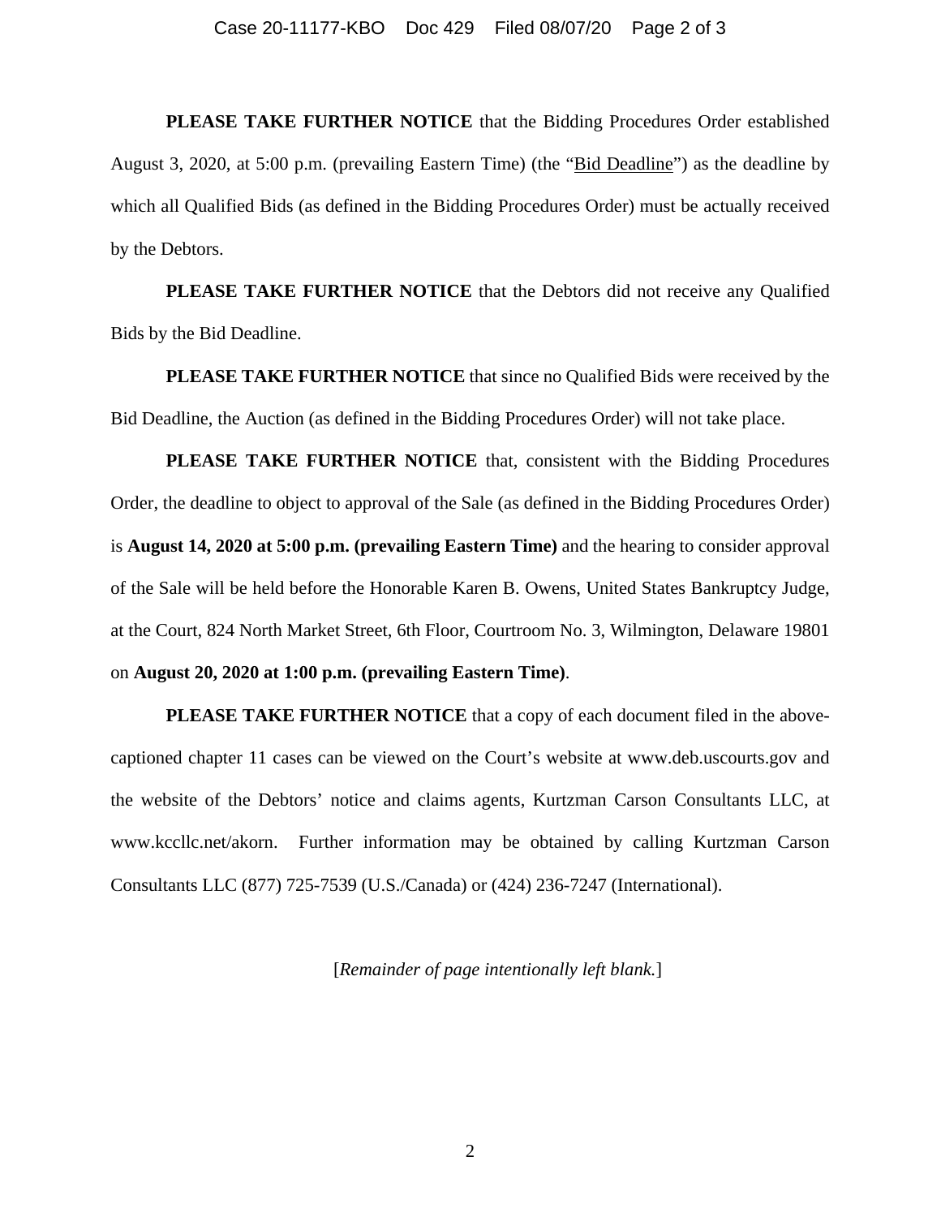**PLEASE TAKE FURTHER NOTICE** that the Bidding Procedures Order established August 3, 2020, at 5:00 p.m. (prevailing Eastern Time) (the "Bid Deadline") as the deadline by which all Qualified Bids (as defined in the Bidding Procedures Order) must be actually received by the Debtors.

**PLEASE TAKE FURTHER NOTICE** that the Debtors did not receive any Qualified Bids by the Bid Deadline.

**PLEASE TAKE FURTHER NOTICE** that since no Qualified Bids were received by the Bid Deadline, the Auction (as defined in the Bidding Procedures Order) will not take place.

**PLEASE TAKE FURTHER NOTICE** that, consistent with the Bidding Procedures Order, the deadline to object to approval of the Sale (as defined in the Bidding Procedures Order) is **August 14, 2020 at 5:00 p.m. (prevailing Eastern Time)** and the hearing to consider approval of the Sale will be held before the Honorable Karen B. Owens, United States Bankruptcy Judge, at the Court, 824 North Market Street, 6th Floor, Courtroom No. 3, Wilmington, Delaware 19801 on **August 20, 2020 at 1:00 p.m. (prevailing Eastern Time)**.

**PLEASE TAKE FURTHER NOTICE** that a copy of each document filed in the above-captioned chapter 11 cases can be viewed on the Court's website at www.deb.uscourts.gov and the website of the Debtors' notice and claims agents, Kurtzman Carson Consultants LLC, at www.kccllc.net/akorn. Further information may be obtained by calling Kurtzman Carson Consultants LLC (877) 725-7539 (U.S./Canada) or (424) 236-7247 (International).

[*Remainder of page intentionally left blank.*]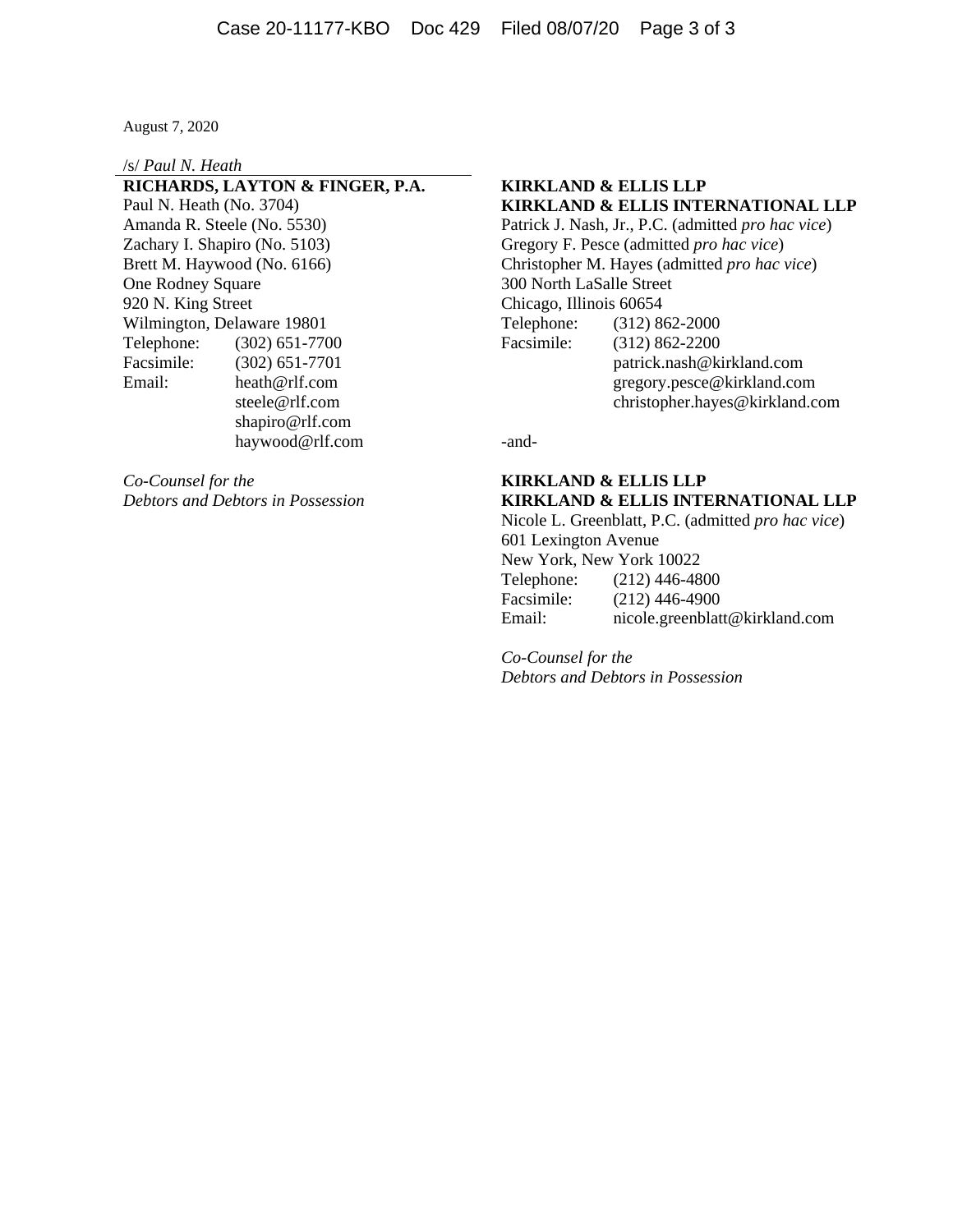August 7, 2020

/s/ *Paul N. Heath*

**RICHARDS, LAYTON & FINGER, P.A.**
Paul N. Heath (No. 3704)
Amanda R. Steele (No. 5530)
Zachary I. Shapiro (No. 5103)
Brett M. Haywood (No. 6166)
One Rodney Square
920 N. King Street
Wilmington, Delaware 19801
Telephone: (302) 651-7700
Facsimile: (302) 651-7701
Email: heath@rlf.com
steele@rlf.com
shapiro@rlf.com
haywood@rlf.com

*Co-Counsel for the*
*Debtors and Debtors in Possession*

**KIRKLAND & ELLIS LLP**
**KIRKLAND & ELLIS INTERNATIONAL LLP**
Patrick J. Nash, Jr., P.C. (admitted *pro hac vice*)
Gregory F. Pesce (admitted *pro hac vice*)
Christopher M. Hayes (admitted *pro hac vice*)
300 North LaSalle Street
Chicago, Illinois 60654
Telephone: (312) 862-2000
Facsimile: (312) 862-2200
patrick.nash@kirkland.com
gregory.pesce@kirkland.com
christopher.hayes@kirkland.com

-and-

**KIRKLAND & ELLIS LLP**
**KIRKLAND & ELLIS INTERNATIONAL LLP**
Nicole L. Greenblatt, P.C. (admitted *pro hac vice*)
601 Lexington Avenue
New York, New York 10022
Telephone: (212) 446-4800
Facsimile: (212) 446-4900
Email: nicole.greenblatt@kirkland.com

*Co-Counsel for the*
*Debtors and Debtors in Possession*